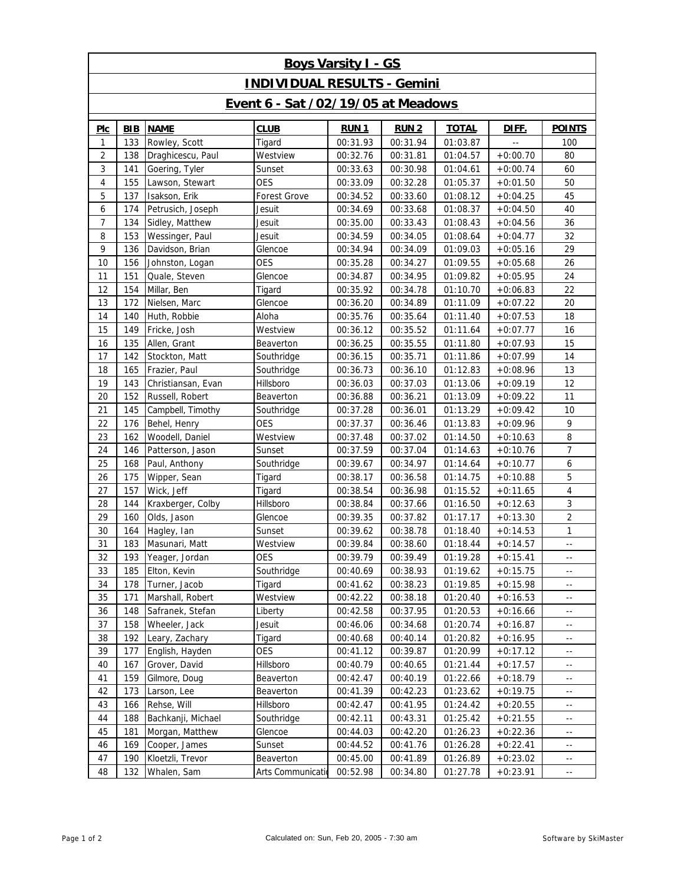# Boys Varsity I - GS

## INDIVIDUAL RESULTS - Gemini

## Event 6 - Sat /02/19/05 at Meadows

| Plc | BIB | NAME | CLUB | RUN 1 | RUN 2 | TOTAL | DIFF. | POINTS |
|---|---|---|---|---|---|---|---|---|
| 1 | 133 | Rowley, Scott | Tigard | 00:31.93 | 00:31.94 | 01:03.87 | -- | 100 |
| 2 | 138 | Draghicescu, Paul | Westview | 00:32.76 | 00:31.81 | 01:04.57 | +0:00.70 | 80 |
| 3 | 141 | Goering, Tyler | Sunset | 00:33.63 | 00:30.98 | 01:04.61 | +0:00.74 | 60 |
| 4 | 155 | Lawson, Stewart | OES | 00:33.09 | 00:32.28 | 01:05.37 | +0:01.50 | 50 |
| 5 | 137 | Isakson, Erik | Forest Grove | 00:34.52 | 00:33.60 | 01:08.12 | +0:04.25 | 45 |
| 6 | 174 | Petrusich, Joseph | Jesuit | 00:34.69 | 00:33.68 | 01:08.37 | +0:04.50 | 40 |
| 7 | 134 | Sidley, Matthew | Jesuit | 00:35.00 | 00:33.43 | 01:08.43 | +0:04.56 | 36 |
| 8 | 153 | Wessinger, Paul | Jesuit | 00:34.59 | 00:34.05 | 01:08.64 | +0:04.77 | 32 |
| 9 | 136 | Davidson, Brian | Glencoe | 00:34.94 | 00:34.09 | 01:09.03 | +0:05.16 | 29 |
| 10 | 156 | Johnston, Logan | OES | 00:35.28 | 00:34.27 | 01:09.55 | +0:05.68 | 26 |
| 11 | 151 | Quale, Steven | Glencoe | 00:34.87 | 00:34.95 | 01:09.82 | +0:05.95 | 24 |
| 12 | 154 | Millar, Ben | Tigard | 00:35.92 | 00:34.78 | 01:10.70 | +0:06.83 | 22 |
| 13 | 172 | Nielsen, Marc | Glencoe | 00:36.20 | 00:34.89 | 01:11.09 | +0:07.22 | 20 |
| 14 | 140 | Huth, Robbie | Aloha | 00:35.76 | 00:35.64 | 01:11.40 | +0:07.53 | 18 |
| 15 | 149 | Fricke, Josh | Westview | 00:36.12 | 00:35.52 | 01:11.64 | +0:07.77 | 16 |
| 16 | 135 | Allen, Grant | Beaverton | 00:36.25 | 00:35.55 | 01:11.80 | +0:07.93 | 15 |
| 17 | 142 | Stockton, Matt | Southridge | 00:36.15 | 00:35.71 | 01:11.86 | +0:07.99 | 14 |
| 18 | 165 | Frazier, Paul | Southridge | 00:36.73 | 00:36.10 | 01:12.83 | +0:08.96 | 13 |
| 19 | 143 | Christiansan, Evan | Hillsboro | 00:36.03 | 00:37.03 | 01:13.06 | +0:09.19 | 12 |
| 20 | 152 | Russell, Robert | Beaverton | 00:36.88 | 00:36.21 | 01:13.09 | +0:09.22 | 11 |
| 21 | 145 | Campbell, Timothy | Southridge | 00:37.28 | 00:36.01 | 01:13.29 | +0:09.42 | 10 |
| 22 | 176 | Behel, Henry | OES | 00:37.37 | 00:36.46 | 01:13.83 | +0:09.96 | 9 |
| 23 | 162 | Woodell, Daniel | Westview | 00:37.48 | 00:37.02 | 01:14.50 | +0:10.63 | 8 |
| 24 | 146 | Patterson, Jason | Sunset | 00:37.59 | 00:37.04 | 01:14.63 | +0:10.76 | 7 |
| 25 | 168 | Paul, Anthony | Southridge | 00:39.67 | 00:34.97 | 01:14.64 | +0:10.77 | 6 |
| 26 | 175 | Wipper, Sean | Tigard | 00:38.17 | 00:36.58 | 01:14.75 | +0:10.88 | 5 |
| 27 | 157 | Wick, Jeff | Tigard | 00:38.54 | 00:36.98 | 01:15.52 | +0:11.65 | 4 |
| 28 | 144 | Kraxberger, Colby | Hillsboro | 00:38.84 | 00:37.66 | 01:16.50 | +0:12.63 | 3 |
| 29 | 160 | Olds, Jason | Glencoe | 00:39.35 | 00:37.82 | 01:17.17 | +0:13.30 | 2 |
| 30 | 164 | Hagley, Ian | Sunset | 00:39.62 | 00:38.78 | 01:18.40 | +0:14.53 | 1 |
| 31 | 183 | Masunari, Matt | Westview | 00:39.84 | 00:38.60 | 01:18.44 | +0:14.57 | -- |
| 32 | 193 | Yeager, Jordan | OES | 00:39.79 | 00:39.49 | 01:19.28 | +0:15.41 | -- |
| 33 | 185 | Elton, Kevin | Southridge | 00:40.69 | 00:38.93 | 01:19.62 | +0:15.75 | -- |
| 34 | 178 | Turner, Jacob | Tigard | 00:41.62 | 00:38.23 | 01:19.85 | +0:15.98 | -- |
| 35 | 171 | Marshall, Robert | Westview | 00:42.22 | 00:38.18 | 01:20.40 | +0:16.53 | -- |
| 36 | 148 | Safranek, Stefan | Liberty | 00:42.58 | 00:37.95 | 01:20.53 | +0:16.66 | -- |
| 37 | 158 | Wheeler, Jack | Jesuit | 00:46.06 | 00:34.68 | 01:20.74 | +0:16.87 | -- |
| 38 | 192 | Leary, Zachary | Tigard | 00:40.68 | 00:40.14 | 01:20.82 | +0:16.95 | -- |
| 39 | 177 | English, Hayden | OES | 00:41.12 | 00:39.87 | 01:20.99 | +0:17.12 | -- |
| 40 | 167 | Grover, David | Hillsboro | 00:40.79 | 00:40.65 | 01:21.44 | +0:17.57 | -- |
| 41 | 159 | Gilmore, Doug | Beaverton | 00:42.47 | 00:40.19 | 01:22.66 | +0:18.79 | -- |
| 42 | 173 | Larson, Lee | Beaverton | 00:41.39 | 00:42.23 | 01:23.62 | +0:19.75 | -- |
| 43 | 166 | Rehse, Will | Hillsboro | 00:42.47 | 00:41.95 | 01:24.42 | +0:20.55 | -- |
| 44 | 188 | Bachkanji, Michael | Southridge | 00:42.11 | 00:43.31 | 01:25.42 | +0:21.55 | -- |
| 45 | 181 | Morgan, Matthew | Glencoe | 00:44.03 | 00:42.20 | 01:26.23 | +0:22.36 | -- |
| 46 | 169 | Cooper, James | Sunset | 00:44.52 | 00:41.76 | 01:26.28 | +0:22.41 | -- |
| 47 | 190 | Kloetzli, Trevor | Beaverton | 00:45.00 | 00:41.89 | 01:26.89 | +0:23.02 | -- |
| 48 | 132 | Whalen, Sam | Arts Communicatio | 00:52.98 | 00:34.80 | 01:27.78 | +0:23.91 | -- |

Calculated on: Sun, Feb 20, 2005 - 7:30 am

Software by SkiMaster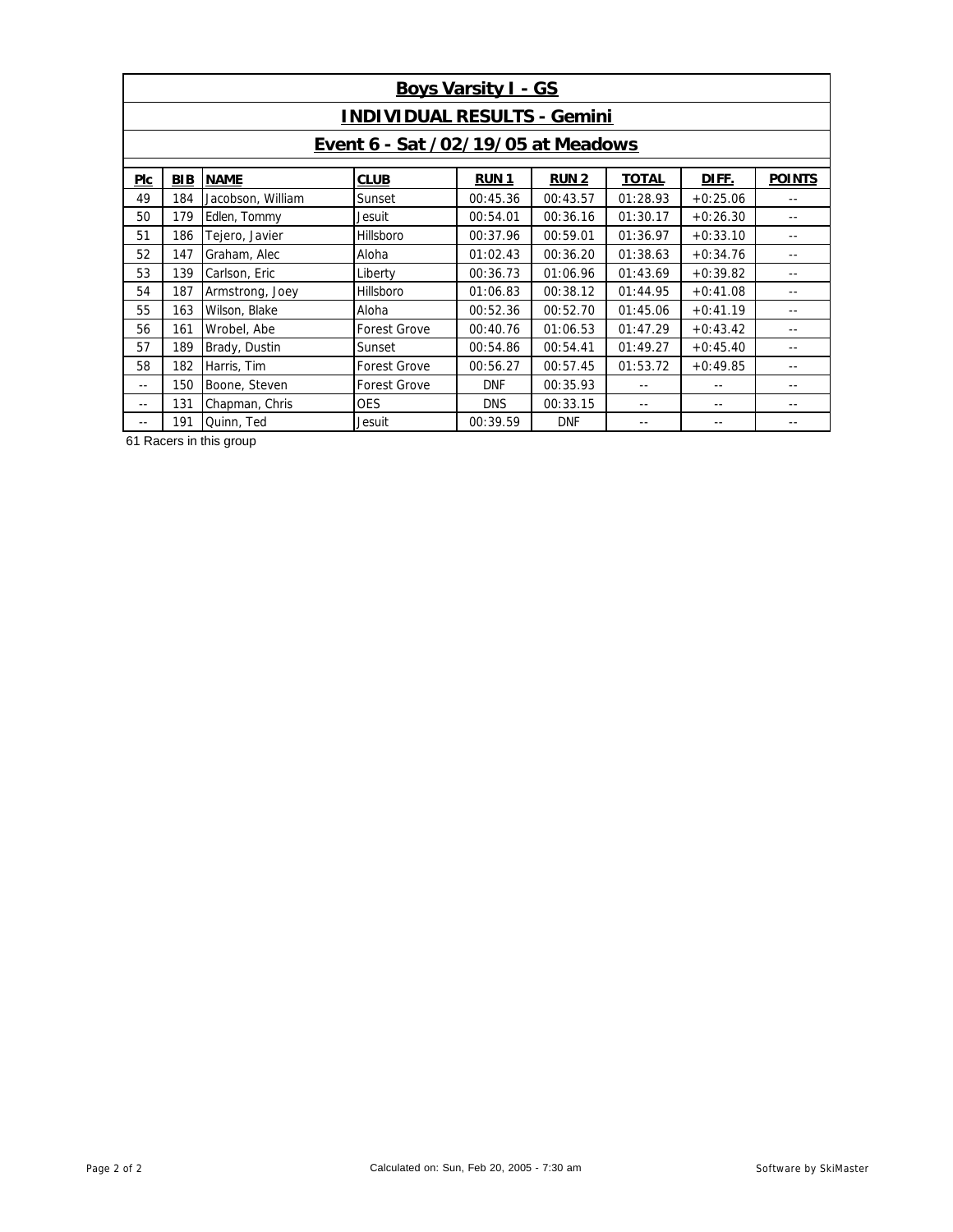## Boys Varsity I - GS

## INDIVIDUAL RESULTS - Gemini

## Event 6 - Sat /02/19/05 at Meadows

| Plc | BIB | NAME | CLUB | RUN 1 | RUN 2 | TOTAL | DIFF. | POINTS |
|---|---|---|---|---|---|---|---|---|
| 49 | 184 | Jacobson, William | Sunset | 00:45.36 | 00:43.57 | 01:28.93 | +0:25.06 | -- |
| 50 | 179 | Edlen, Tommy | Jesuit | 00:54.01 | 00:36.16 | 01:30.17 | +0:26.30 | -- |
| 51 | 186 | Tejero, Javier | Hillsboro | 00:37.96 | 00:59.01 | 01:36.97 | +0:33.10 | -- |
| 52 | 147 | Graham, Alec | Aloha | 01:02.43 | 00:36.20 | 01:38.63 | +0:34.76 | -- |
| 53 | 139 | Carlson, Eric | Liberty | 00:36.73 | 01:06.96 | 01:43.69 | +0:39.82 | -- |
| 54 | 187 | Armstrong, Joey | Hillsboro | 01:06.83 | 00:38.12 | 01:44.95 | +0:41.08 | -- |
| 55 | 163 | Wilson, Blake | Aloha | 00:52.36 | 00:52.70 | 01:45.06 | +0:41.19 | -- |
| 56 | 161 | Wrobel, Abe | Forest Grove | 00:40.76 | 01:06.53 | 01:47.29 | +0:43.42 | -- |
| 57 | 189 | Brady, Dustin | Sunset | 00:54.86 | 00:54.41 | 01:49.27 | +0:45.40 | -- |
| 58 | 182 | Harris, Tim | Forest Grove | 00:56.27 | 00:57.45 | 01:53.72 | +0:49.85 | -- |
| -- | 150 | Boone, Steven | Forest Grove | DNF | 00:35.93 | -- | -- | -- |
| -- | 131 | Chapman, Chris | OES | DNS | 00:33.15 | -- | -- | -- |
| -- | 191 | Quinn, Ted | Jesuit | 00:39.59 | DNF | -- | -- | -- |

61 Racers in this group

Calculated on: Sun, Feb 20, 2005 - 7:30 am

Software by SkiMaster